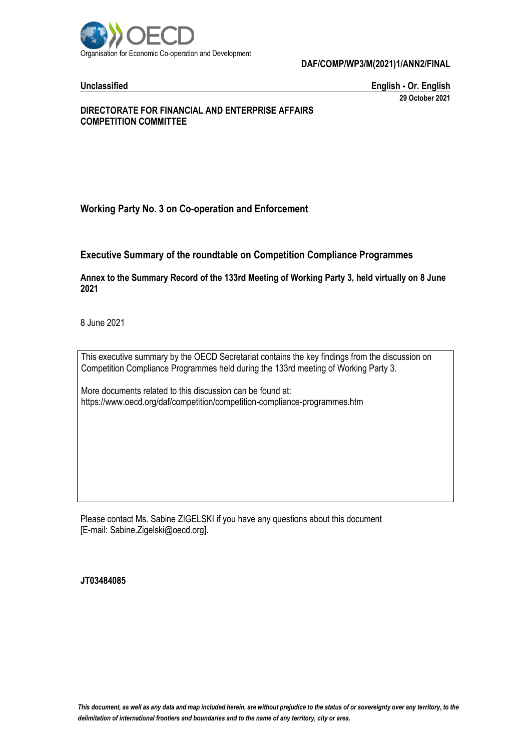Organisation for Economic Co-operation and Development

**DAF/COMP/WP3/M(2021)1/ANN2/FINAL**

**Unclassified** **English - Or. English**

**29 October 2021**

**DIRECTORATE FOR FINANCIAL AND ENTERPRISE AFFAIRS**
**COMPETITION COMMITTEE**

## Working Party No. 3 on Co-operation and Enforcement

## Executive Summary of the roundtable on Competition Compliance Programmes

**Annex to the Summary Record of the 133rd Meeting of Working Party 3, held virtually on 8 June 2021**

8 June 2021

This executive summary by the OECD Secretariat contains the key findings from the discussion on Competition Compliance Programmes held during the 133rd meeting of Working Party 3.

More documents related to this discussion can be found at:
https://www.oecd.org/daf/competition/competition-compliance-programmes.htm

Please contact Ms. Sabine ZIGELSKI if you have any questions about this document [E-mail: Sabine.Zigelski@oecd.org].

**JT03484085**

*This document, as well as any data and map included herein, are without prejudice to the status of or sovereignty over any territory, to the delimitation of international frontiers and boundaries and to the name of any territory, city or area.*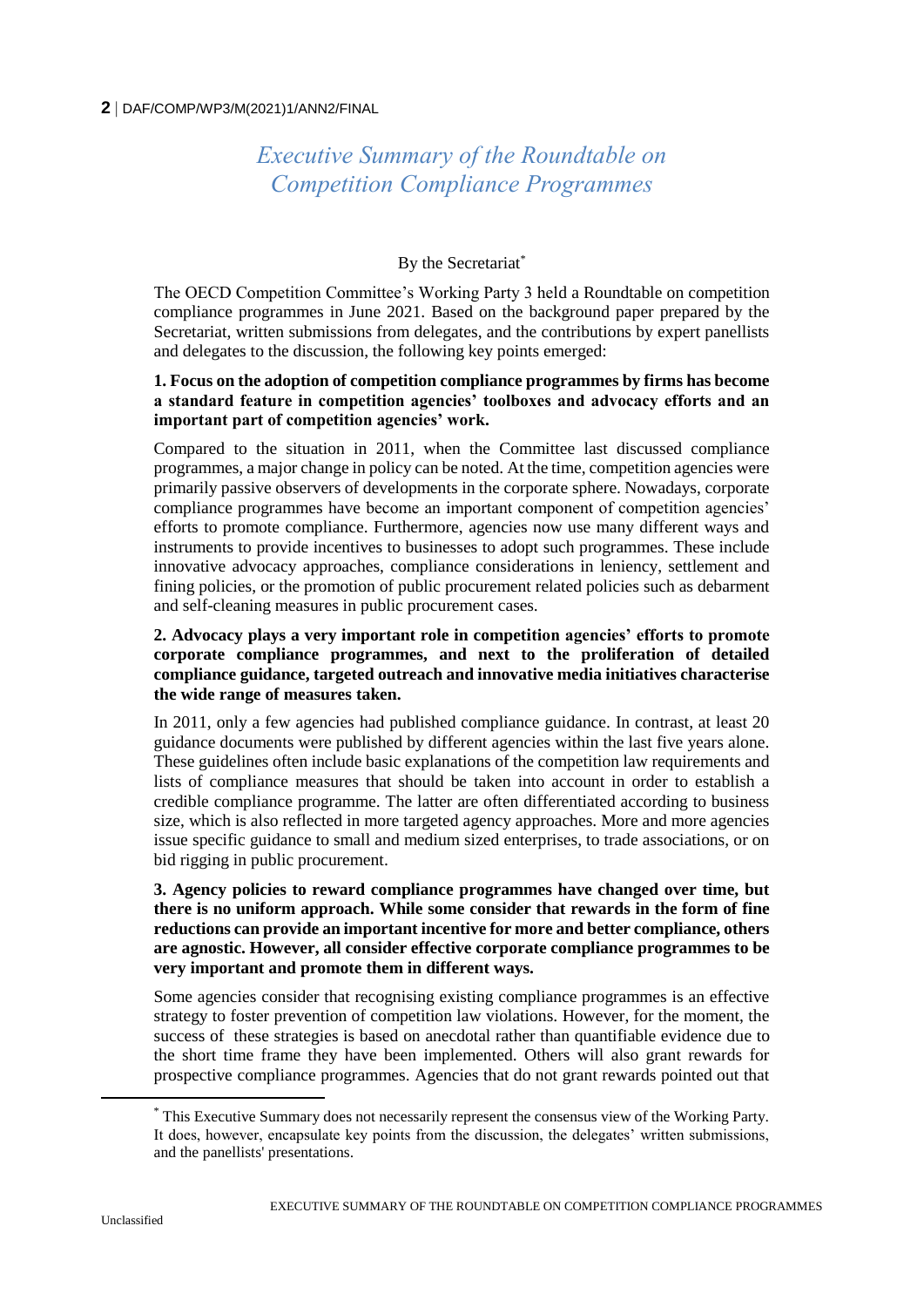# *Executive Summary of the Roundtable on Competition Compliance Programmes*

By the Secretariat*

The OECD Competition Committee's Working Party 3 held a Roundtable on competition compliance programmes in June 2021. Based on the background paper prepared by the Secretariat, written submissions from delegates, and the contributions by expert panellists and delegates to the discussion, the following key points emerged:

**1. Focus on the adoption of competition compliance programmes by firms has become a standard feature in competition agencies' toolboxes and advocacy efforts and an important part of competition agencies' work.**

Compared to the situation in 2011, when the Committee last discussed compliance programmes, a major change in policy can be noted. At the time, competition agencies were primarily passive observers of developments in the corporate sphere. Nowadays, corporate compliance programmes have become an important component of competition agencies' efforts to promote compliance. Furthermore, agencies now use many different ways and instruments to provide incentives to businesses to adopt such programmes. These include innovative advocacy approaches, compliance considerations in leniency, settlement and fining policies, or the promotion of public procurement related policies such as debarment and self-cleaning measures in public procurement cases.

**2. Advocacy plays a very important role in competition agencies' efforts to promote corporate compliance programmes, and next to the proliferation of detailed compliance guidance, targeted outreach and innovative media initiatives characterise the wide range of measures taken.**

In 2011, only a few agencies had published compliance guidance. In contrast, at least 20 guidance documents were published by different agencies within the last five years alone. These guidelines often include basic explanations of the competition law requirements and lists of compliance measures that should be taken into account in order to establish a credible compliance programme. The latter are often differentiated according to business size, which is also reflected in more targeted agency approaches. More and more agencies issue specific guidance to small and medium sized enterprises, to trade associations, or on bid rigging in public procurement.

**3. Agency policies to reward compliance programmes have changed over time, but there is no uniform approach. While some consider that rewards in the form of fine reductions can provide an important incentive for more and better compliance, others are agnostic. However, all consider effective corporate compliance programmes to be very important and promote them in different ways.**

Some agencies consider that recognising existing compliance programmes is an effective strategy to foster prevention of competition law violations. However, for the moment, the success of these strategies is based on anecdotal rather than quantifiable evidence due to the short time frame they have been implemented. Others will also grant rewards for prospective compliance programmes. Agencies that do not grant rewards pointed out that

* This Executive Summary does not necessarily represent the consensus view of the Working Party. It does, however, encapsulate key points from the discussion, the delegates' written submissions, and the panellists' presentations.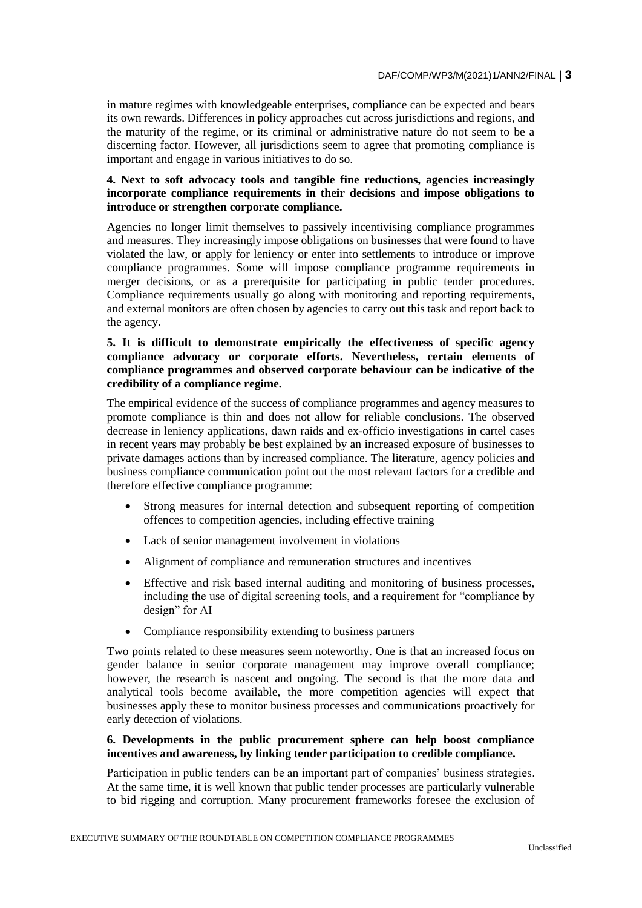in mature regimes with knowledgeable enterprises, compliance can be expected and bears its own rewards. Differences in policy approaches cut across jurisdictions and regions, and the maturity of the regime, or its criminal or administrative nature do not seem to be a discerning factor. However, all jurisdictions seem to agree that promoting compliance is important and engage in various initiatives to do so.

**4. Next to soft advocacy tools and tangible fine reductions, agencies increasingly incorporate compliance requirements in their decisions and impose obligations to introduce or strengthen corporate compliance.**

Agencies no longer limit themselves to passively incentivising compliance programmes and measures. They increasingly impose obligations on businesses that were found to have violated the law, or apply for leniency or enter into settlements to introduce or improve compliance programmes. Some will impose compliance programme requirements in merger decisions, or as a prerequisite for participating in public tender procedures. Compliance requirements usually go along with monitoring and reporting requirements, and external monitors are often chosen by agencies to carry out this task and report back to the agency.

**5. It is difficult to demonstrate empirically the effectiveness of specific agency compliance advocacy or corporate efforts. Nevertheless, certain elements of compliance programmes and observed corporate behaviour can be indicative of the credibility of a compliance regime.**

The empirical evidence of the success of compliance programmes and agency measures to promote compliance is thin and does not allow for reliable conclusions. The observed decrease in leniency applications, dawn raids and ex-officio investigations in cartel cases in recent years may probably be best explained by an increased exposure of businesses to private damages actions than by increased compliance. The literature, agency policies and business compliance communication point out the most relevant factors for a credible and therefore effective compliance programme:

- Strong measures for internal detection and subsequent reporting of competition offences to competition agencies, including effective training
- Lack of senior management involvement in violations
- Alignment of compliance and remuneration structures and incentives
- Effective and risk based internal auditing and monitoring of business processes, including the use of digital screening tools, and a requirement for "compliance by design" for AI
- Compliance responsibility extending to business partners

Two points related to these measures seem noteworthy. One is that an increased focus on gender balance in senior corporate management may improve overall compliance; however, the research is nascent and ongoing. The second is that the more data and analytical tools become available, the more competition agencies will expect that businesses apply these to monitor business processes and communications proactively for early detection of violations.

**6. Developments in the public procurement sphere can help boost compliance incentives and awareness, by linking tender participation to credible compliance.**

Participation in public tenders can be an important part of companies' business strategies. At the same time, it is well known that public tender processes are particularly vulnerable to bid rigging and corruption. Many procurement frameworks foresee the exclusion of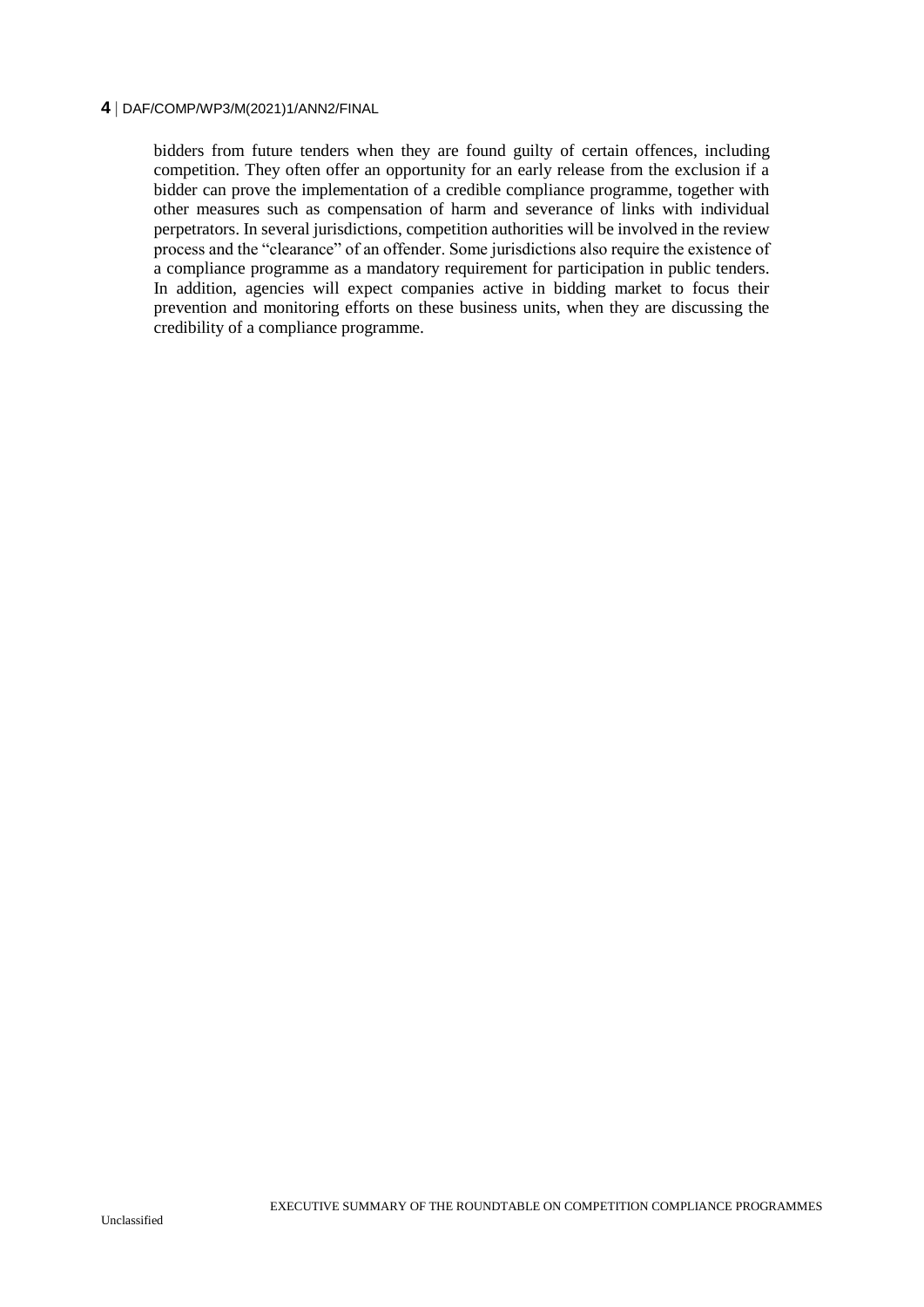bidders from future tenders when they are found guilty of certain offences, including competition. They often offer an opportunity for an early release from the exclusion if a bidder can prove the implementation of a credible compliance programme, together with other measures such as compensation of harm and severance of links with individual perpetrators. In several jurisdictions, competition authorities will be involved in the review process and the "clearance" of an offender. Some jurisdictions also require the existence of a compliance programme as a mandatory requirement for participation in public tenders. In addition, agencies will expect companies active in bidding market to focus their prevention and monitoring efforts on these business units, when they are discussing the credibility of a compliance programme.